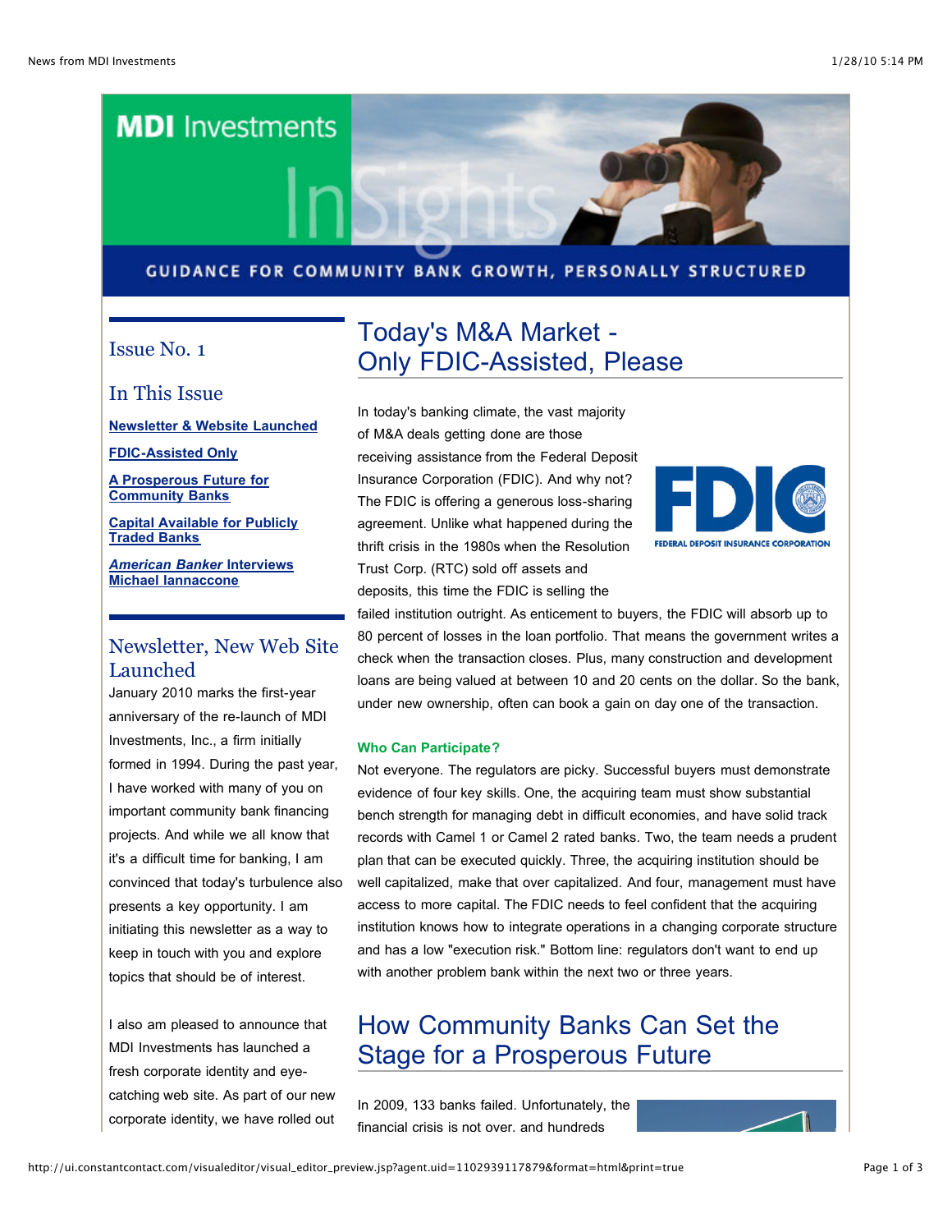# MDI Investments InSights

GUIDANCE FOR COMMUNITY BANK GROWTH, PERSONALLY STRUCTURED

## Issue No. 1

## In This Issue

[Newsletter & Website Launched](#)

[FDIC-Assisted Only](#)

[A Prosperous Future for Community Banks](#)

[Capital Available for Publicly Traded Banks](#)

[*American Banker* Interviews Michael Iannaccone](#)

## Newsletter, New Web Site Launched

January 2010 marks the first-year anniversary of the re-launch of MDI Investments, Inc., a firm initially formed in 1994. During the past year, I have worked with many of you on important community bank financing projects. And while we all know that it's a difficult time for banking, I am convinced that today's turbulence also presents a key opportunity. I am initiating this newsletter as a way to keep in touch with you and explore topics that should be of interest.

I also am pleased to announce that MDI Investments has launched a fresh corporate identity and eye-catching web site. As part of our new corporate identity, we have rolled out

## Today's M&A Market - Only FDIC-Assisted, Please

In today's banking climate, the vast majority of M&A deals getting done are those receiving assistance from the Federal Deposit Insurance Corporation (FDIC). And why not? The FDIC is offering a generous loss-sharing agreement. Unlike what happened during the thrift crisis in the 1980s when the Resolution Trust Corp. (RTC) sold off assets and deposits, this time the FDIC is selling the failed institution outright. As enticement to buyers, the FDIC will absorb up to 80 percent of losses in the loan portfolio. That means the government writes a check when the transaction closes. Plus, many construction and development loans are being valued at between 10 and 20 cents on the dollar. So the bank, under new ownership, often can book a gain on day one of the transaction.

**Who Can Participate?**

Not everyone. The regulators are picky. Successful buyers must demonstrate evidence of four key skills. One, the acquiring team must show substantial bench strength for managing debt in difficult economies, and have solid track records with Camel 1 or Camel 2 rated banks. Two, the team needs a prudent plan that can be executed quickly. Three, the acquiring institution should be well capitalized, make that over capitalized. And four, management must have access to more capital. The FDIC needs to feel confident that the acquiring institution knows how to integrate operations in a changing corporate structure and has a low "execution risk." Bottom line: regulators don't want to end up with another problem bank within the next two or three years.

## How Community Banks Can Set the Stage for a Prosperous Future

In 2009, 133 banks failed. Unfortunately, the financial crisis is not over, and hundreds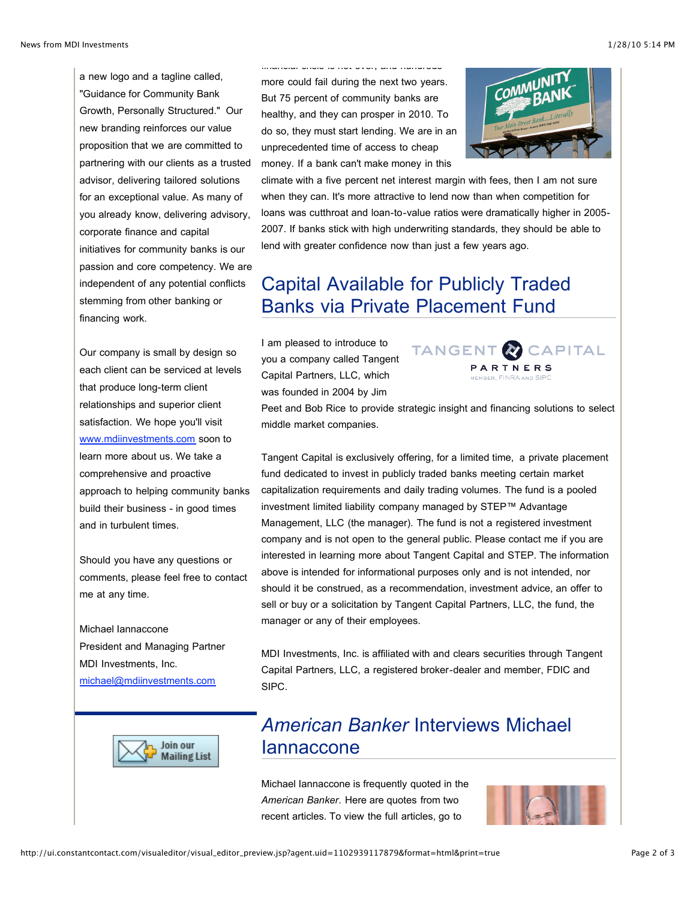a new logo and a tagline called, "Guidance for Community Bank Growth, Personally Structured." Our new branding reinforces our value proposition that we are committed to partnering with our clients as a trusted advisor, delivering tailored solutions for an exceptional value. As many of you already know, delivering advisory, corporate finance and capital initiatives for community banks is our passion and core competency. We are independent of any potential conflicts stemming from other banking or financing work.

Our company is small by design so each client can be serviced at levels that produce long-term client relationships and superior client satisfaction. We hope you'll visit [www.mdiinvestments.com](http://www.mdiinvestments.com) soon to learn more about us. We take a comprehensive and proactive approach to helping community banks build their business - in good times and in turbulent times.

Should you have any questions or comments, please feel free to contact me at any time.

Michael Iannaccone
President and Managing Partner
MDI Investments, Inc.
[michael@mdiinvestments.com](mailto:michael@mdiinvestments.com)

financial crisis is not over, and hundreds more could fail during the next two years. But 75 percent of community banks are healthy, and they can prosper in 2010. To do so, they must start lending. We are in an unprecedented time of access to cheap money. If a bank can't make money in this climate with a five percent net interest margin with fees, then I am not sure when they can. It's more attractive to lend now than when competition for loans was cutthroat and loan-to-value ratios were dramatically higher in 2005-2007. If banks stick with high underwriting standards, they should be able to lend with greater confidence now than just a few years ago.

## Capital Available for Publicly Traded Banks via Private Placement Fund

I am pleased to introduce to you a company called Tangent Capital Partners, LLC, which was founded in 2004 by Jim Peet and Bob Rice to provide strategic insight and financing solutions to select middle market companies.

Tangent Capital is exclusively offering, for a limited time, a private placement fund dedicated to invest in publicly traded banks meeting certain market capitalization requirements and daily trading volumes. The fund is a pooled investment limited liability company managed by STEP™ Advantage Management, LLC (the manager). The fund is not a registered investment company and is not open to the general public. Please contact me if you are interested in learning more about Tangent Capital and STEP. The information above is intended for informational purposes only and is not intended, nor should it be construed, as a recommendation, investment advice, an offer to sell or buy or a solicitation by Tangent Capital Partners, LLC, the fund, the manager or any of their employees.

MDI Investments, Inc. is affiliated with and clears securities through Tangent Capital Partners, LLC, a registered broker-dealer and member, FDIC and SIPC.

## *American Banker* Interviews Michael Iannaccone

Michael Iannaccone is frequently quoted in the *American Banker*. Here are quotes from two recent articles. To view the full articles, go to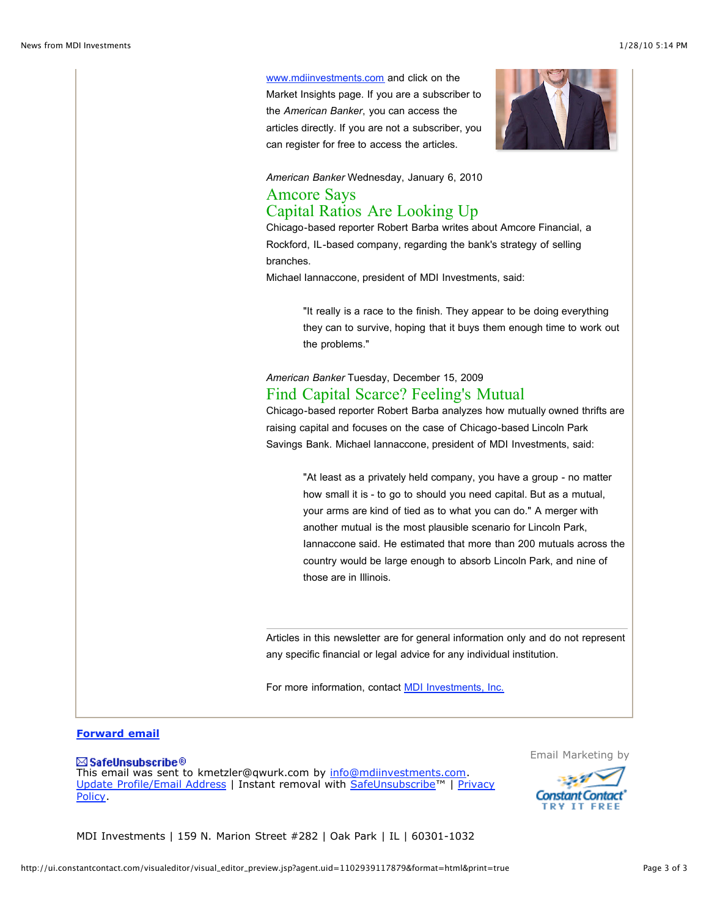www.mdiinvestments.com and click on the Market Insights page. If you are a subscriber to the *American Banker*, you can access the articles directly. If you are not a subscriber, you can register for free to access the articles.

*American Banker* Wednesday, January 6, 2010

## Amcore Says Capital Ratios Are Looking Up

Chicago-based reporter Robert Barba writes about Amcore Financial, a Rockford, IL-based company, regarding the bank's strategy of selling branches.

Michael Iannaccone, president of MDI Investments, said:

> "It really is a race to the finish. They appear to be doing everything they can to survive, hoping that it buys them enough time to work out the problems."

*American Banker* Tuesday, December 15, 2009

## Find Capital Scarce? Feeling's Mutual

Chicago-based reporter Robert Barba analyzes how mutually owned thrifts are raising capital and focuses on the case of Chicago-based Lincoln Park Savings Bank. Michael Iannaccone, president of MDI Investments, said:

> "At least as a privately held company, you have a group - no matter how small it is - to go to should you need capital. But as a mutual, your arms are kind of tied as to what you can do." A merger with another mutual is the most plausible scenario for Lincoln Park, Iannaccone said. He estimated that more than 200 mutuals across the country would be large enough to absorb Lincoln Park, and nine of those are in Illinois.

---

Articles in this newsletter are for general information only and do not represent any specific financial or legal advice for any individual institution.

For more information, contact MDI Investments, Inc.

**Forward email**

SafeUnsubscribe®
This email was sent to kmetzler@qwurk.com by info@mdiinvestments.com.
Update Profile/Email Address | Instant removal with SafeUnsubscribe™ | Privacy Policy.

Email Marketing by Constant Contact® TRY IT FREE

MDI Investments | 159 N. Marion Street #282 | Oak Park | IL | 60301-1032